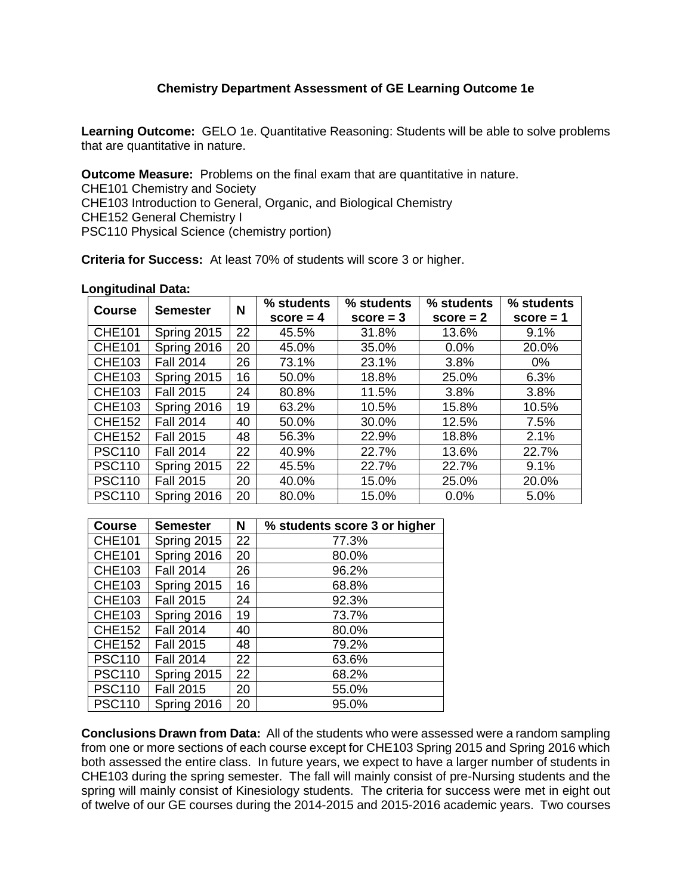## Chemistry Department Assessment of GE Learning Outcome 1e

**Learning Outcome:** GELO 1e. Quantitative Reasoning: Students will be able to solve problems that are quantitative in nature.

**Outcome Measure:** Problems on the final exam that are quantitative in nature.
CHE101 Chemistry and Society
CHE103 Introduction to General, Organic, and Biological Chemistry
CHE152 General Chemistry I
PSC110 Physical Science (chemistry portion)

**Criteria for Success:** At least 70% of students will score 3 or higher.

**Longitudinal Data:**

| Course | Semester | N | % students score = 4 | % students score = 3 | % students score = 2 | % students score = 1 |
|---|---|---|---|---|---|---|
| CHE101 | Spring 2015 | 22 | 45.5% | 31.8% | 13.6% | 9.1% |
| CHE101 | Spring 2016 | 20 | 45.0% | 35.0% | 0.0% | 20.0% |
| CHE103 | Fall 2014 | 26 | 73.1% | 23.1% | 3.8% | 0% |
| CHE103 | Spring 2015 | 16 | 50.0% | 18.8% | 25.0% | 6.3% |
| CHE103 | Fall 2015 | 24 | 80.8% | 11.5% | 3.8% | 3.8% |
| CHE103 | Spring 2016 | 19 | 63.2% | 10.5% | 15.8% | 10.5% |
| CHE152 | Fall 2014 | 40 | 50.0% | 30.0% | 12.5% | 7.5% |
| CHE152 | Fall 2015 | 48 | 56.3% | 22.9% | 18.8% | 2.1% |
| PSC110 | Fall 2014 | 22 | 40.9% | 22.7% | 13.6% | 22.7% |
| PSC110 | Spring 2015 | 22 | 45.5% | 22.7% | 22.7% | 9.1% |
| PSC110 | Fall 2015 | 20 | 40.0% | 15.0% | 25.0% | 20.0% |
| PSC110 | Spring 2016 | 20 | 80.0% | 15.0% | 0.0% | 5.0% |

| Course | Semester | N | % students score 3 or higher |
|---|---|---|---|
| CHE101 | Spring 2015 | 22 | 77.3% |
| CHE101 | Spring 2016 | 20 | 80.0% |
| CHE103 | Fall 2014 | 26 | 96.2% |
| CHE103 | Spring 2015 | 16 | 68.8% |
| CHE103 | Fall 2015 | 24 | 92.3% |
| CHE103 | Spring 2016 | 19 | 73.7% |
| CHE152 | Fall 2014 | 40 | 80.0% |
| CHE152 | Fall 2015 | 48 | 79.2% |
| PSC110 | Fall 2014 | 22 | 63.6% |
| PSC110 | Spring 2015 | 22 | 68.2% |
| PSC110 | Fall 2015 | 20 | 55.0% |
| PSC110 | Spring 2016 | 20 | 95.0% |

**Conclusions Drawn from Data:** All of the students who were assessed were a random sampling from one or more sections of each course except for CHE103 Spring 2015 and Spring 2016 which both assessed the entire class. In future years, we expect to have a larger number of students in CHE103 during the spring semester. The fall will mainly consist of pre-Nursing students and the spring will mainly consist of Kinesiology students. The criteria for success were met in eight out of twelve of our GE courses during the 2014-2015 and 2015-2016 academic years. Two courses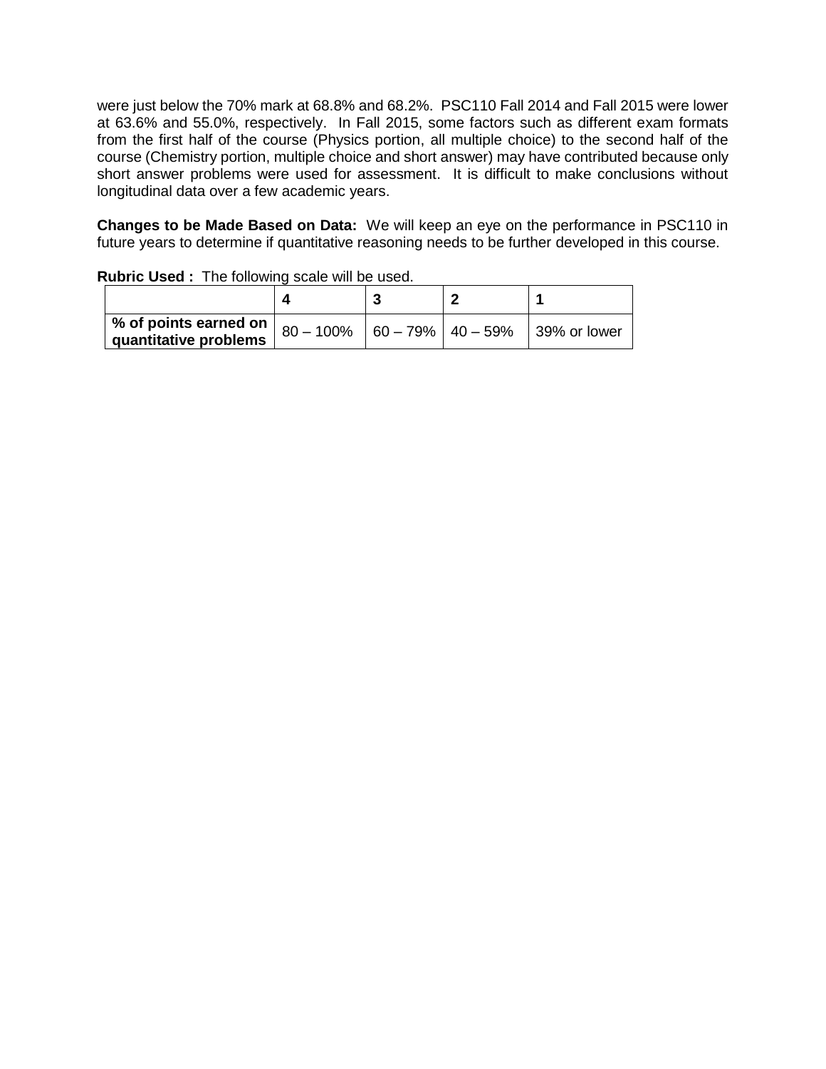were just below the 70% mark at 68.8% and 68.2%. PSC110 Fall 2014 and Fall 2015 were lower at 63.6% and 55.0%, respectively. In Fall 2015, some factors such as different exam formats from the first half of the course (Physics portion, all multiple choice) to the second half of the course (Chemistry portion, multiple choice and short answer) may have contributed because only short answer problems were used for assessment. It is difficult to make conclusions without longitudinal data over a few academic years.

**Changes to be Made Based on Data:** We will keep an eye on the performance in PSC110 in future years to determine if quantitative reasoning needs to be further developed in this course.

**Rubric Used :** The following scale will be used.

| | **4** | **3** | **2** | **1** |
|---|---|---|---|---|
| **% of points earned on quantitative problems** | 80 – 100% | 60 – 79% | 40 – 59% | 39% or lower |